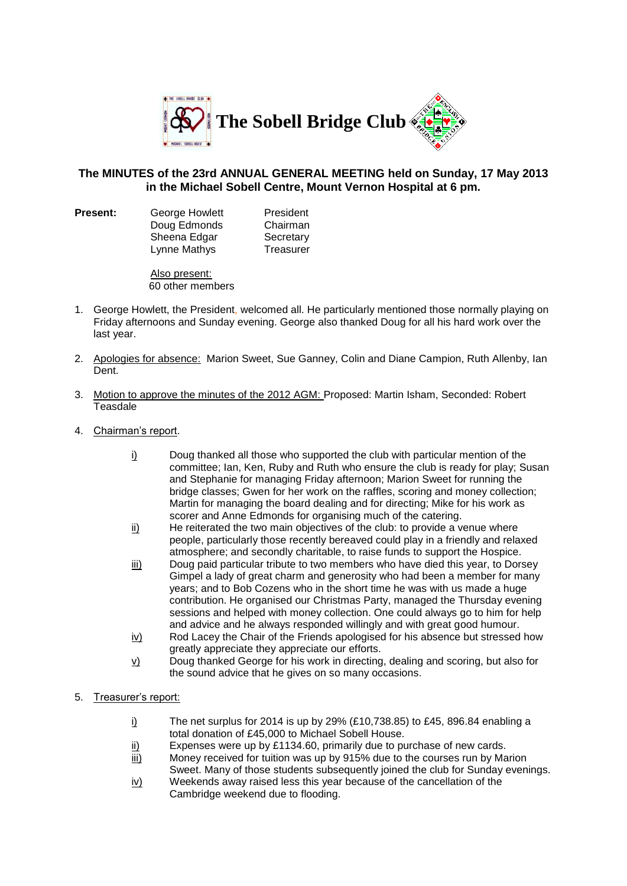# The Sobell Bridge Club

**The MINUTES of the 23rd ANNUAL GENERAL MEETING held on Sunday, 17 May 2013 in the Michael Sobell Centre, Mount Vernon Hospital at 6 pm.**

**Present:**

| | |
|---|---|
| George Howlett | President |
| Doug Edmonds | Chairman |
| Sheena Edgar | Secretary |
| Lynne Mathys | Treasurer |

Also present:
60 other members

1. George Howlett, the President, welcomed all. He particularly mentioned those normally playing on Friday afternoons and Sunday evening. George also thanked Doug for all his hard work over the last year.

2. Apologies for absence: Marion Sweet, Sue Ganney, Colin and Diane Campion, Ruth Allenby, Ian Dent.

3. Motion to approve the minutes of the 2012 AGM: Proposed: Martin Isham, Seconded: Robert Teasdale

4. Chairman's report.

   i) Doug thanked all those who supported the club with particular mention of the committee; Ian, Ken, Ruby and Ruth who ensure the club is ready for play; Susan and Stephanie for managing Friday afternoon; Marion Sweet for running the bridge classes; Gwen for her work on the raffles, scoring and money collection; Martin for managing the board dealing and for directing; Mike for his work as scorer and Anne Edmonds for organising much of the catering.

   ii) He reiterated the two main objectives of the club: to provide a venue where people, particularly those recently bereaved could play in a friendly and relaxed atmosphere; and secondly charitable, to raise funds to support the Hospice.

   iii) Doug paid particular tribute to two members who have died this year, to Dorsey Gimpel a lady of great charm and generosity who had been a member for many years; and to Bob Cozens who in the short time he was with us made a huge contribution. He organised our Christmas Party, managed the Thursday evening sessions and helped with money collection. One could always go to him for help and advice and he always responded willingly and with great good humour.

   iv) Rod Lacey the Chair of the Friends apologised for his absence but stressed how greatly appreciate they appreciate our efforts.

   v) Doug thanked George for his work in directing, dealing and scoring, but also for the sound advice that he gives on so many occasions.

5. Treasurer's report:

   i) The net surplus for 2014 is up by 29% (£10,738.85) to £45, 896.84 enabling a total donation of £45,000 to Michael Sobell House.

   ii) Expenses were up by £1134.60, primarily due to purchase of new cards.

   iii) Money received for tuition was up by 915% due to the courses run by Marion Sweet. Many of those students subsequently joined the club for Sunday evenings.

   iv) Weekends away raised less this year because of the cancellation of the Cambridge weekend due to flooding.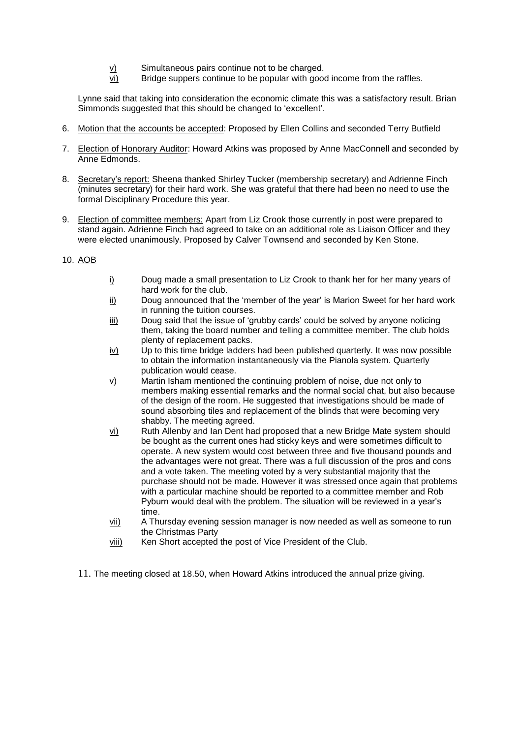v) Simultaneous pairs continue not to be charged.

vi) Bridge suppers continue to be popular with good income from the raffles.

Lynne said that taking into consideration the economic climate this was a satisfactory result. Brian Simmonds suggested that this should be changed to 'excellent'.

6. Motion that the accounts be accepted: Proposed by Ellen Collins and seconded Terry Butfield

7. Election of Honorary Auditor: Howard Atkins was proposed by Anne MacConnell and seconded by Anne Edmonds.

8. Secretary's report: Sheena thanked Shirley Tucker (membership secretary) and Adrienne Finch (minutes secretary) for their hard work. She was grateful that there had been no need to use the formal Disciplinary Procedure this year.

9. Election of committee members: Apart from Liz Crook those currently in post were prepared to stand again. Adrienne Finch had agreed to take on an additional role as Liaison Officer and they were elected unanimously. Proposed by Calver Townsend and seconded by Ken Stone.

10. AOB

i) Doug made a small presentation to Liz Crook to thank her for her many years of hard work for the club.

ii) Doug announced that the 'member of the year' is Marion Sweet for her hard work in running the tuition courses.

iii) Doug said that the issue of 'grubby cards' could be solved by anyone noticing them, taking the board number and telling a committee member. The club holds plenty of replacement packs.

iv) Up to this time bridge ladders had been published quarterly. It was now possible to obtain the information instantaneously via the Pianola system. Quarterly publication would cease.

v) Martin Isham mentioned the continuing problem of noise, due not only to members making essential remarks and the normal social chat, but also because of the design of the room. He suggested that investigations should be made of sound absorbing tiles and replacement of the blinds that were becoming very shabby. The meeting agreed.

vi) Ruth Allenby and Ian Dent had proposed that a new Bridge Mate system should be bought as the current ones had sticky keys and were sometimes difficult to operate. A new system would cost between three and five thousand pounds and the advantages were not great. There was a full discussion of the pros and cons and a vote taken. The meeting voted by a very substantial majority that the purchase should not be made. However it was stressed once again that problems with a particular machine should be reported to a committee member and Rob Pyburn would deal with the problem. The situation will be reviewed in a year's time.

vii) A Thursday evening session manager is now needed as well as someone to run the Christmas Party

viii) Ken Short accepted the post of Vice President of the Club.

11. The meeting closed at 18.50, when Howard Atkins introduced the annual prize giving.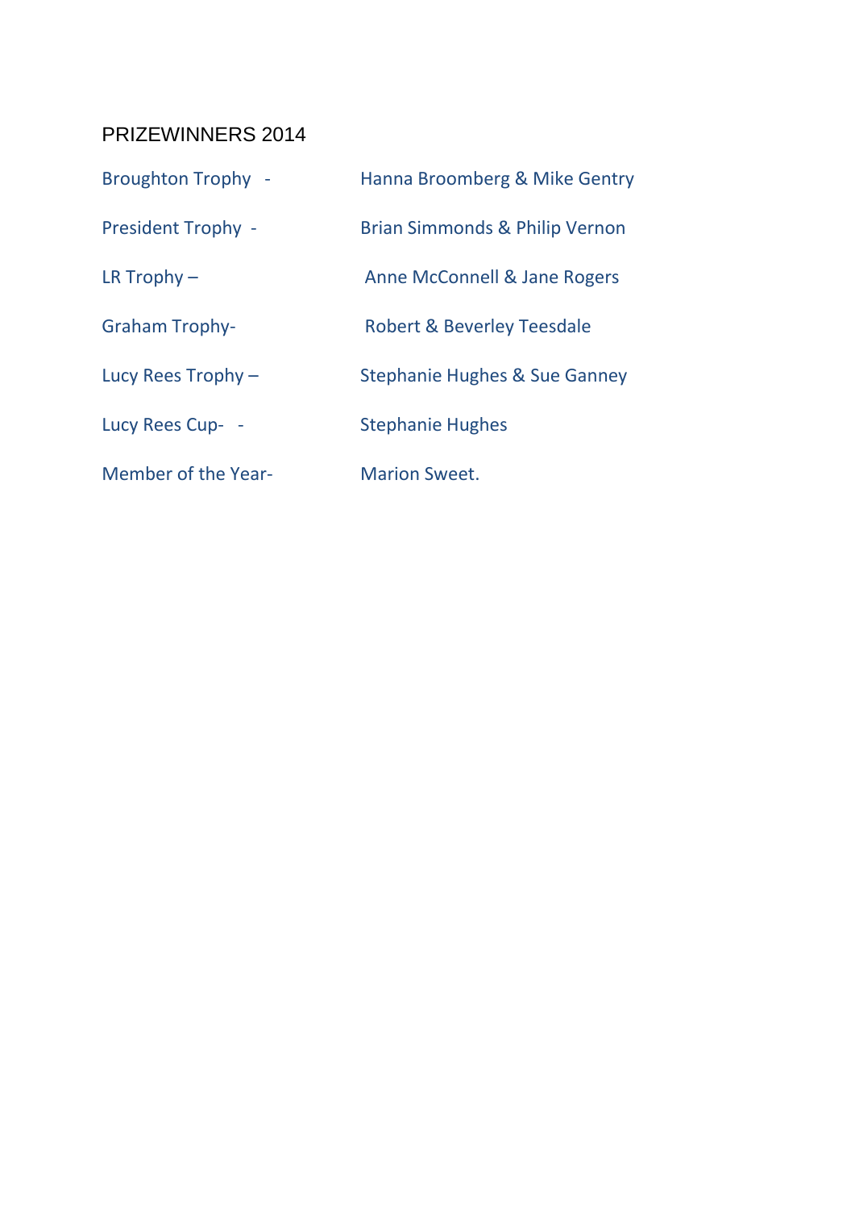PRIZEWINNERS 2014

| | |
|---|---|
| Broughton Trophy - | Hanna Broomberg & Mike Gentry |
| President Trophy - | Brian Simmonds & Philip Vernon |
| LR Trophy – | Anne McConnell & Jane Rogers |
| Graham Trophy- | Robert & Beverley Teesdale |
| Lucy Rees Trophy – | Stephanie Hughes & Sue Ganney |
| Lucy Rees Cup- - | Stephanie Hughes |
| Member of the Year- | Marion Sweet. |